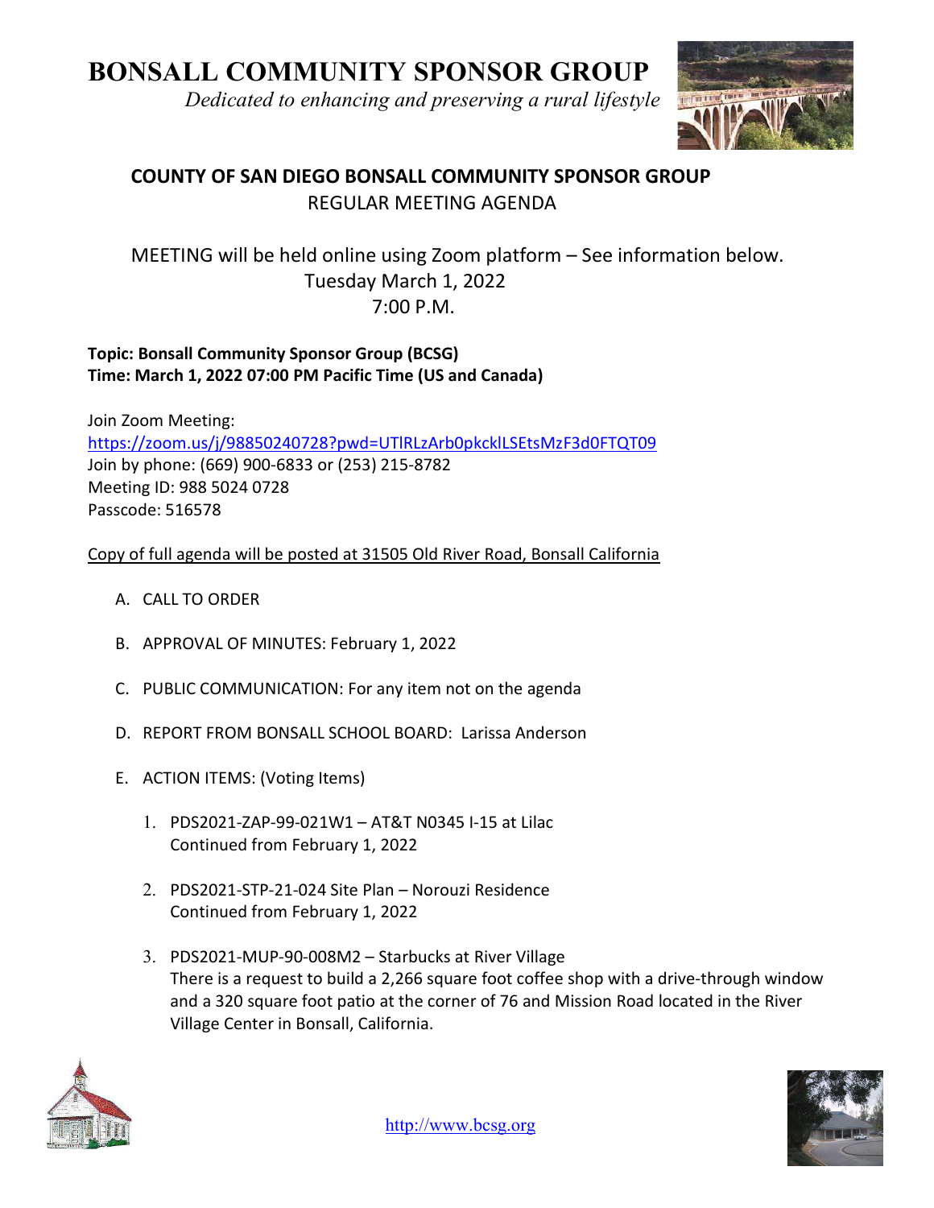# BONSALL COMMUNITY SPONSOR GROUP

*Dedicated to enhancing and preserving a rural lifestyle*

## COUNTY OF SAN DIEGO BONSALL COMMUNITY SPONSOR GROUP

REGULAR MEETING AGENDA

MEETING will be held online using Zoom platform – See information below.
Tuesday March 1, 2022
7:00 P.M.

**Topic: Bonsall Community Sponsor Group (BCSG)**
**Time: March 1, 2022 07:00 PM Pacific Time (US and Canada)**

Join Zoom Meeting:
https://zoom.us/j/98850240728?pwd=UTlRLzArb0pkcklLSEtsMzF3d0FTQT09
Join by phone: (669) 900-6833 or (253) 215-8782
Meeting ID: 988 5024 0728
Passcode: 516578

Copy of full agenda will be posted at 31505 Old River Road, Bonsall California

A. CALL TO ORDER

B. APPROVAL OF MINUTES: February 1, 2022

C. PUBLIC COMMUNICATION: For any item not on the agenda

D. REPORT FROM BONSALL SCHOOL BOARD: Larissa Anderson

E. ACTION ITEMS: (Voting Items)

1. PDS2021-ZAP-99-021W1 – AT&T N0345 I-15 at Lilac
   Continued from February 1, 2022

2. PDS2021-STP-21-024 Site Plan – Norouzi Residence
   Continued from February 1, 2022

3. PDS2021-MUP-90-008M2 – Starbucks at River Village
   There is a request to build a 2,266 square foot coffee shop with a drive-through window and a 320 square foot patio at the corner of 76 and Mission Road located in the River Village Center in Bonsall, California.

http://www.bcsg.org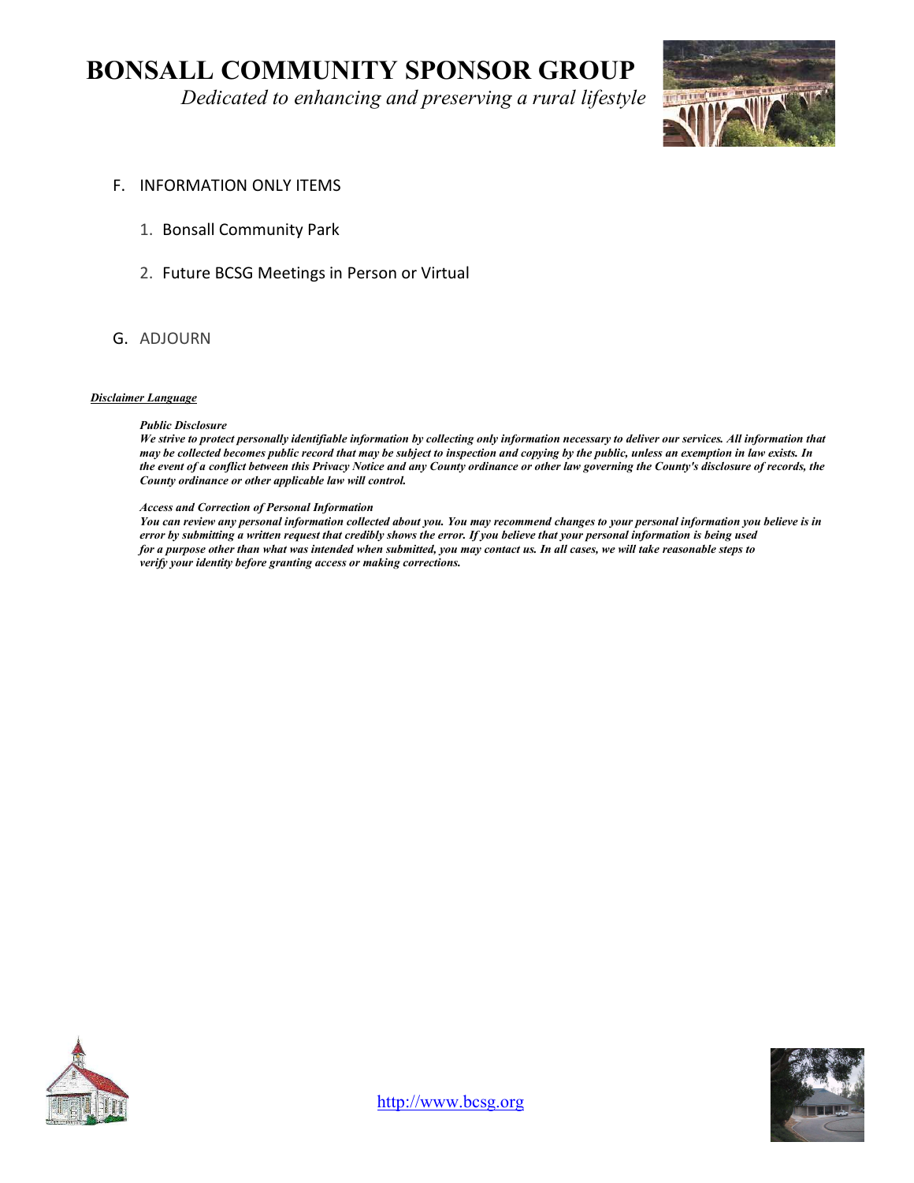# BONSALL COMMUNITY SPONSOR GROUP

*Dedicated to enhancing and preserving a rural lifestyle*

F. INFORMATION ONLY ITEMS

1. Bonsall Community Park

2. Future BCSG Meetings in Person or Virtual

G. ADJOURN

***Disclaimer Language***

***Public Disclosure***

***We strive to protect personally identifiable information by collecting only information necessary to deliver our services. All information that may be collected becomes public record that may be subject to inspection and copying by the public, unless an exemption in law exists. In the event of a conflict between this Privacy Notice and any County ordinance or other law governing the County's disclosure of records, the County ordinance or other applicable law will control.***

***Access and Correction of Personal Information***

***You can review any personal information collected about you. You may recommend changes to your personal information you believe is in error by submitting a written request that credibly shows the error. If you believe that your personal information is being used for a purpose other than what was intended when submitted, you may contact us. In all cases, we will take reasonable steps to verify your identity before granting access or making corrections.***

http://www.bcsg.org